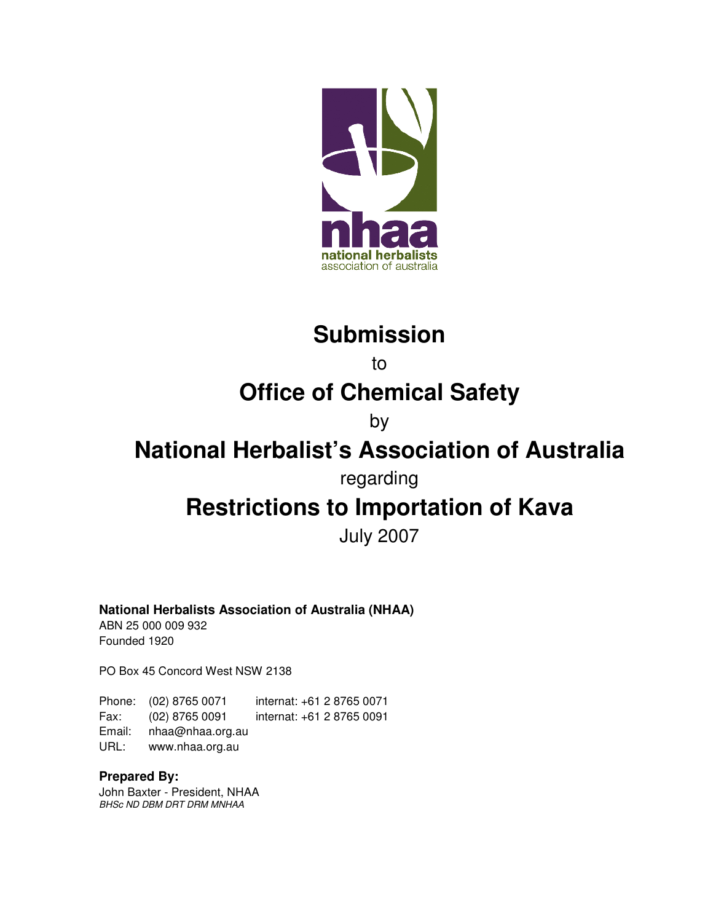nhaa
national herbalists
association of australia

# Submission

to

# Office of Chemical Safety

by

# National Herbalist's Association of Australia

regarding

# Restrictions to Importation of Kava

July 2007

**National Herbalists Association of Australia (NHAA)**
ABN 25 000 009 932
Founded 1920

PO Box 45 Concord West NSW 2138

Phone: (02) 8765 0071 internat: +61 2 8765 0071
Fax: (02) 8765 0091 internat: +61 2 8765 0091
Email: nhaa@nhaa.org.au
URL: www.nhaa.org.au

**Prepared By:**
John Baxter - President, NHAA
*BHSc ND DBM DRT DRM MNHAA*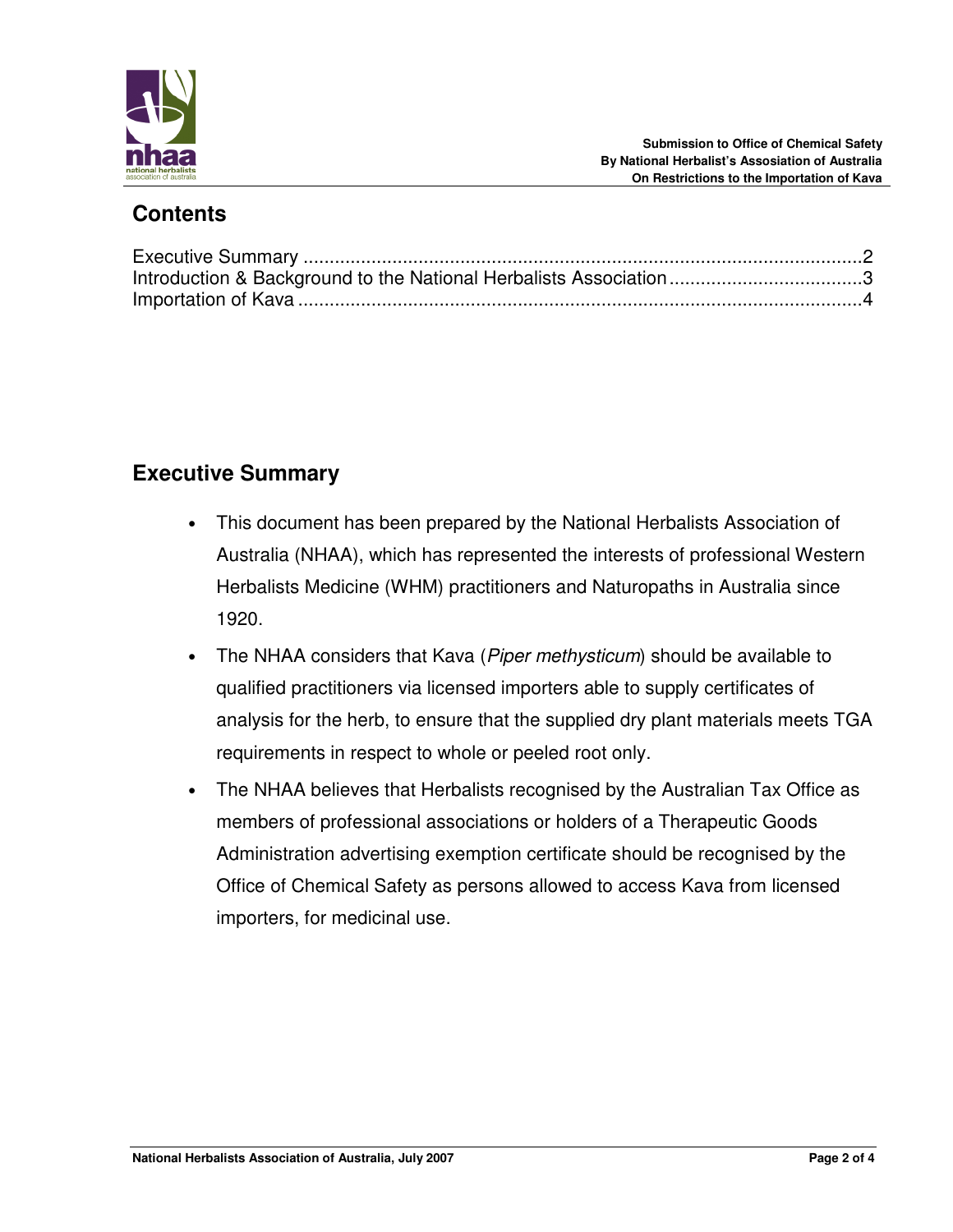## Contents

Executive Summary ..........................................................................................................2
Introduction & Background to the National Herbalists Association ....................................3
Importation of Kava ..........................................................................................................4

## Executive Summary

- This document has been prepared by the National Herbalists Association of Australia (NHAA), which has represented the interests of professional Western Herbalists Medicine (WHM) practitioners and Naturopaths in Australia since 1920.
- The NHAA considers that Kava (*Piper methysticum*) should be available to qualified practitioners via licensed importers able to supply certificates of analysis for the herb, to ensure that the supplied dry plant materials meets TGA requirements in respect to whole or peeled root only.
- The NHAA believes that Herbalists recognised by the Australian Tax Office as members of professional associations or holders of a Therapeutic Goods Administration advertising exemption certificate should be recognised by the Office of Chemical Safety as persons allowed to access Kava from licensed importers, for medicinal use.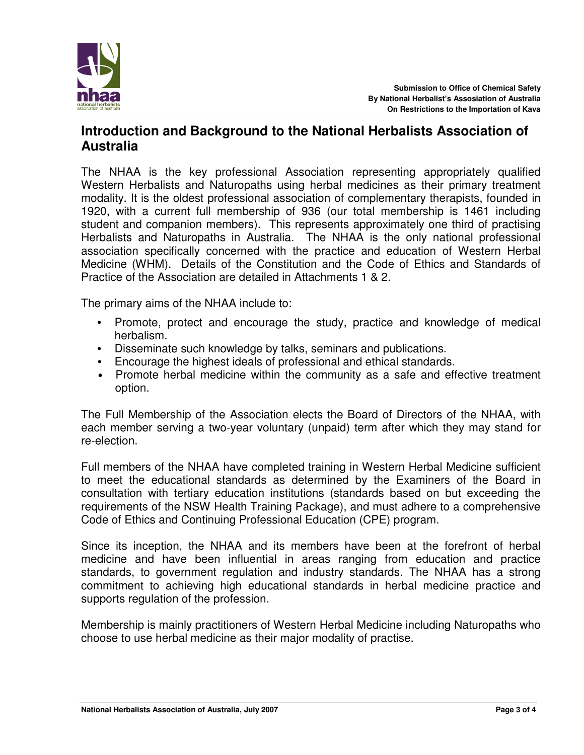## Introduction and Background to the National Herbalists Association of Australia

The NHAA is the key professional Association representing appropriately qualified Western Herbalists and Naturopaths using herbal medicines as their primary treatment modality. It is the oldest professional association of complementary therapists, founded in 1920, with a current full membership of 936 (our total membership is 1461 including student and companion members). This represents approximately one third of practising Herbalists and Naturopaths in Australia. The NHAA is the only national professional association specifically concerned with the practice and education of Western Herbal Medicine (WHM). Details of the Constitution and the Code of Ethics and Standards of Practice of the Association are detailed in Attachments 1 & 2.

The primary aims of the NHAA include to:

- Promote, protect and encourage the study, practice and knowledge of medical herbalism.
- Disseminate such knowledge by talks, seminars and publications.
- Encourage the highest ideals of professional and ethical standards.
- Promote herbal medicine within the community as a safe and effective treatment option.

The Full Membership of the Association elects the Board of Directors of the NHAA, with each member serving a two-year voluntary (unpaid) term after which they may stand for re-election.

Full members of the NHAA have completed training in Western Herbal Medicine sufficient to meet the educational standards as determined by the Examiners of the Board in consultation with tertiary education institutions (standards based on but exceeding the requirements of the NSW Health Training Package), and must adhere to a comprehensive Code of Ethics and Continuing Professional Education (CPE) program.

Since its inception, the NHAA and its members have been at the forefront of herbal medicine and have been influential in areas ranging from education and practice standards, to government regulation and industry standards. The NHAA has a strong commitment to achieving high educational standards in herbal medicine practice and supports regulation of the profession.

Membership is mainly practitioners of Western Herbal Medicine including Naturopaths who choose to use herbal medicine as their major modality of practise.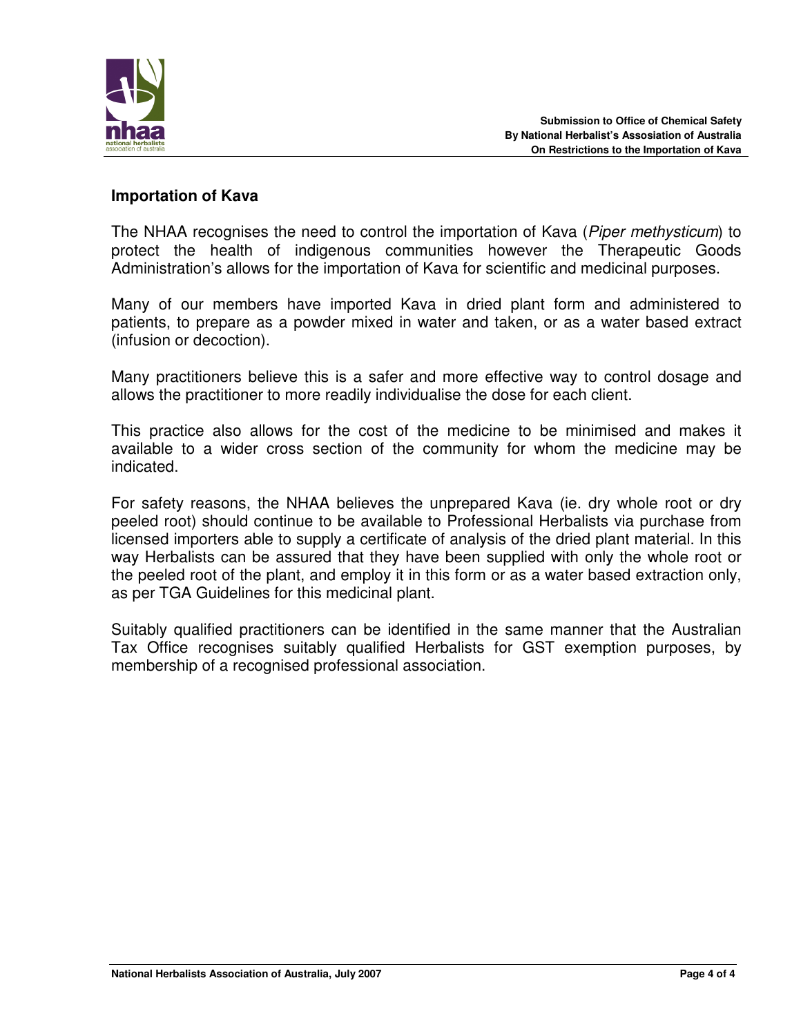## Importation of Kava

The NHAA recognises the need to control the importation of Kava (*Piper methysticum*) to protect the health of indigenous communities however the Therapeutic Goods Administration's allows for the importation of Kava for scientific and medicinal purposes.

Many of our members have imported Kava in dried plant form and administered to patients, to prepare as a powder mixed in water and taken, or as a water based extract (infusion or decoction).

Many practitioners believe this is a safer and more effective way to control dosage and allows the practitioner to more readily individualise the dose for each client.

This practice also allows for the cost of the medicine to be minimised and makes it available to a wider cross section of the community for whom the medicine may be indicated.

For safety reasons, the NHAA believes the unprepared Kava (ie. dry whole root or dry peeled root) should continue to be available to Professional Herbalists via purchase from licensed importers able to supply a certificate of analysis of the dried plant material. In this way Herbalists can be assured that they have been supplied with only the whole root or the peeled root of the plant, and employ it in this form or as a water based extraction only, as per TGA Guidelines for this medicinal plant.

Suitably qualified practitioners can be identified in the same manner that the Australian Tax Office recognises suitably qualified Herbalists for GST exemption purposes, by membership of a recognised professional association.